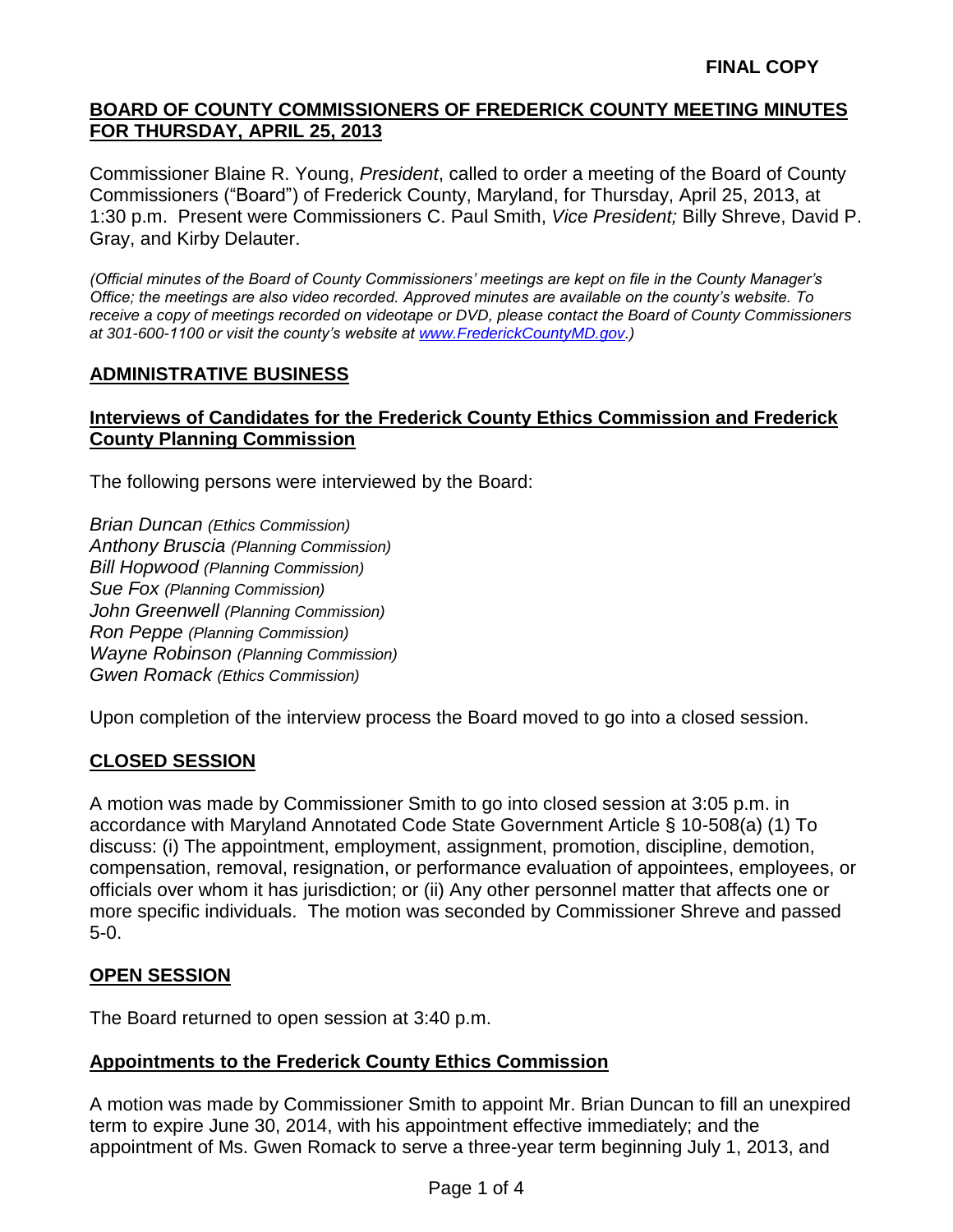**FINAL COPY**

## BOARD OF COUNTY COMMISSIONERS OF FREDERICK COUNTY MEETING MINUTES FOR THURSDAY, APRIL 25, 2013

Commissioner Blaine R. Young, *President*, called to order a meeting of the Board of County Commissioners ("Board") of Frederick County, Maryland, for Thursday, April 25, 2013, at 1:30 p.m. Present were Commissioners C. Paul Smith, *Vice President;* Billy Shreve, David P. Gray, and Kirby Delauter.

*(Official minutes of the Board of County Commissioners' meetings are kept on file in the County Manager's Office; the meetings are also video recorded. Approved minutes are available on the county's website. To receive a copy of meetings recorded on videotape or DVD, please contact the Board of County Commissioners at 301-600-1100 or visit the county's website at www.FrederickCountyMD.gov.)*

## ADMINISTRATIVE BUSINESS

### Interviews of Candidates for the Frederick County Ethics Commission and Frederick County Planning Commission

The following persons were interviewed by the Board:

*Brian Duncan (Ethics Commission)*
*Anthony Bruscia (Planning Commission)*
*Bill Hopwood (Planning Commission)*
*Sue Fox (Planning Commission)*
*John Greenwell (Planning Commission)*
*Ron Peppe (Planning Commission)*
*Wayne Robinson (Planning Commission)*
*Gwen Romack (Ethics Commission)*

Upon completion of the interview process the Board moved to go into a closed session.

## CLOSED SESSION

A motion was made by Commissioner Smith to go into closed session at 3:05 p.m. in accordance with Maryland Annotated Code State Government Article § 10-508(a) (1) To discuss: (i) The appointment, employment, assignment, promotion, discipline, demotion, compensation, removal, resignation, or performance evaluation of appointees, employees, or officials over whom it has jurisdiction; or (ii) Any other personnel matter that affects one or more specific individuals. The motion was seconded by Commissioner Shreve and passed 5-0.

## OPEN SESSION

The Board returned to open session at 3:40 p.m.

### Appointments to the Frederick County Ethics Commission

A motion was made by Commissioner Smith to appoint Mr. Brian Duncan to fill an unexpired term to expire June 30, 2014, with his appointment effective immediately; and the appointment of Ms. Gwen Romack to serve a three-year term beginning July 1, 2013, and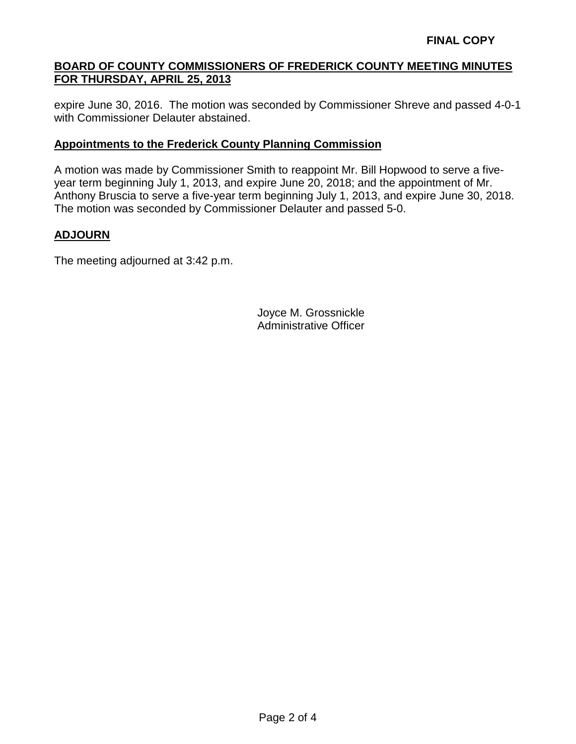expire June 30, 2016. The motion was seconded by Commissioner Shreve and passed 4-0-1 with Commissioner Delauter abstained.

## Appointments to the Frederick County Planning Commission

A motion was made by Commissioner Smith to reappoint Mr. Bill Hopwood to serve a five-year term beginning July 1, 2013, and expire June 20, 2018; and the appointment of Mr. Anthony Bruscia to serve a five-year term beginning July 1, 2013, and expire June 30, 2018. The motion was seconded by Commissioner Delauter and passed 5-0.

## ADJOURN

The meeting adjourned at 3:42 p.m.

Joyce M. Grossnickle
Administrative Officer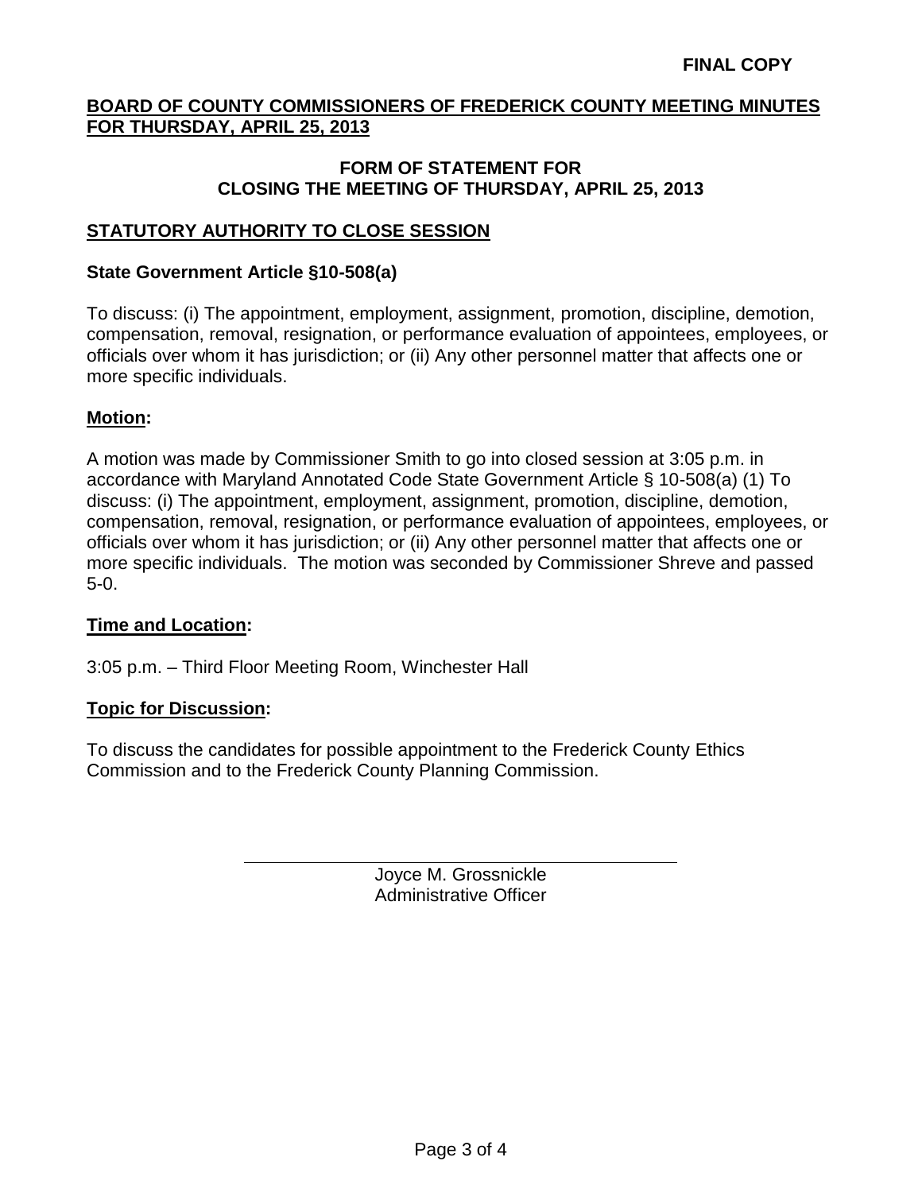**FINAL COPY**

**BOARD OF COUNTY COMMISSIONERS OF FREDERICK COUNTY MEETING MINUTES FOR THURSDAY, APRIL 25, 2013**

**FORM OF STATEMENT FOR**
**CLOSING THE MEETING OF THURSDAY, APRIL 25, 2013**

**STATUTORY AUTHORITY TO CLOSE SESSION**

**State Government Article §10-508(a)**

To discuss: (i) The appointment, employment, assignment, promotion, discipline, demotion, compensation, removal, resignation, or performance evaluation of appointees, employees, or officials over whom it has jurisdiction; or (ii) Any other personnel matter that affects one or more specific individuals.

**Motion:**

A motion was made by Commissioner Smith to go into closed session at 3:05 p.m. in accordance with Maryland Annotated Code State Government Article § 10-508(a) (1) To discuss: (i) The appointment, employment, assignment, promotion, discipline, demotion, compensation, removal, resignation, or performance evaluation of appointees, employees, or officials over whom it has jurisdiction; or (ii) Any other personnel matter that affects one or more specific individuals. The motion was seconded by Commissioner Shreve and passed 5-0.

**Time and Location:**

3:05 p.m. – Third Floor Meeting Room, Winchester Hall

**Topic for Discussion:**

To discuss the candidates for possible appointment to the Frederick County Ethics Commission and to the Frederick County Planning Commission.

Joyce M. Grossnickle
Administrative Officer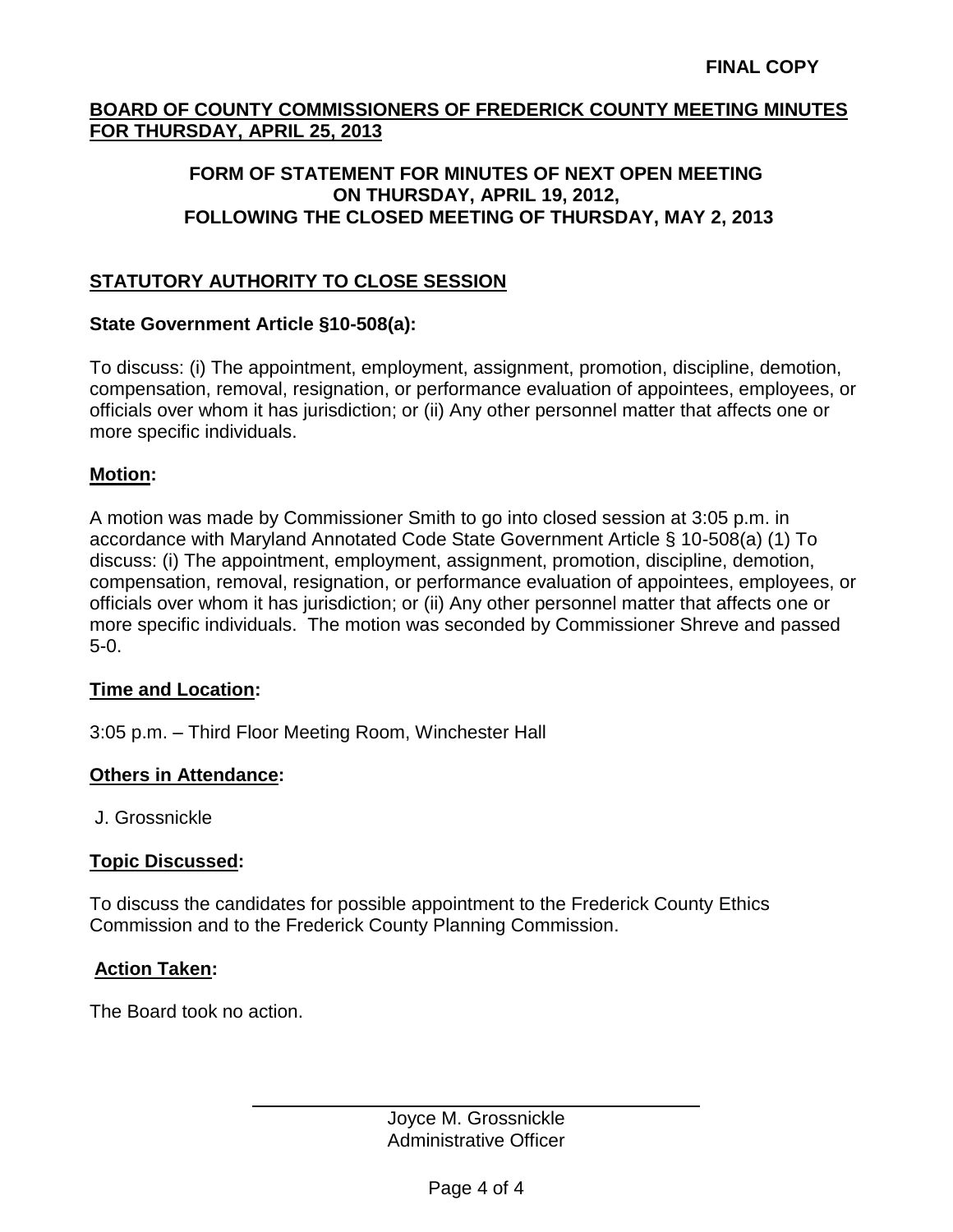**FINAL COPY**

## BOARD OF COUNTY COMMISSIONERS OF FREDERICK COUNTY MEETING MINUTES FOR THURSDAY, APRIL 25, 2013

### FORM OF STATEMENT FOR MINUTES OF NEXT OPEN MEETING ON THURSDAY, APRIL 19, 2012, FOLLOWING THE CLOSED MEETING OF THURSDAY, MAY 2, 2013

## STATUTORY AUTHORITY TO CLOSE SESSION

**State Government Article §10-508(a):**

To discuss: (i) The appointment, employment, assignment, promotion, discipline, demotion, compensation, removal, resignation, or performance evaluation of appointees, employees, or officials over whom it has jurisdiction; or (ii) Any other personnel matter that affects one or more specific individuals.

**Motion:**

A motion was made by Commissioner Smith to go into closed session at 3:05 p.m. in accordance with Maryland Annotated Code State Government Article § 10-508(a) (1) To discuss: (i) The appointment, employment, assignment, promotion, discipline, demotion, compensation, removal, resignation, or performance evaluation of appointees, employees, or officials over whom it has jurisdiction; or (ii) Any other personnel matter that affects one or more specific individuals. The motion was seconded by Commissioner Shreve and passed 5-0.

**Time and Location:**

3:05 p.m. – Third Floor Meeting Room, Winchester Hall

**Others in Attendance:**

J. Grossnickle

**Topic Discussed:**

To discuss the candidates for possible appointment to the Frederick County Ethics Commission and to the Frederick County Planning Commission.

**Action Taken:**

The Board took no action.

Joyce M. Grossnickle
Administrative Officer